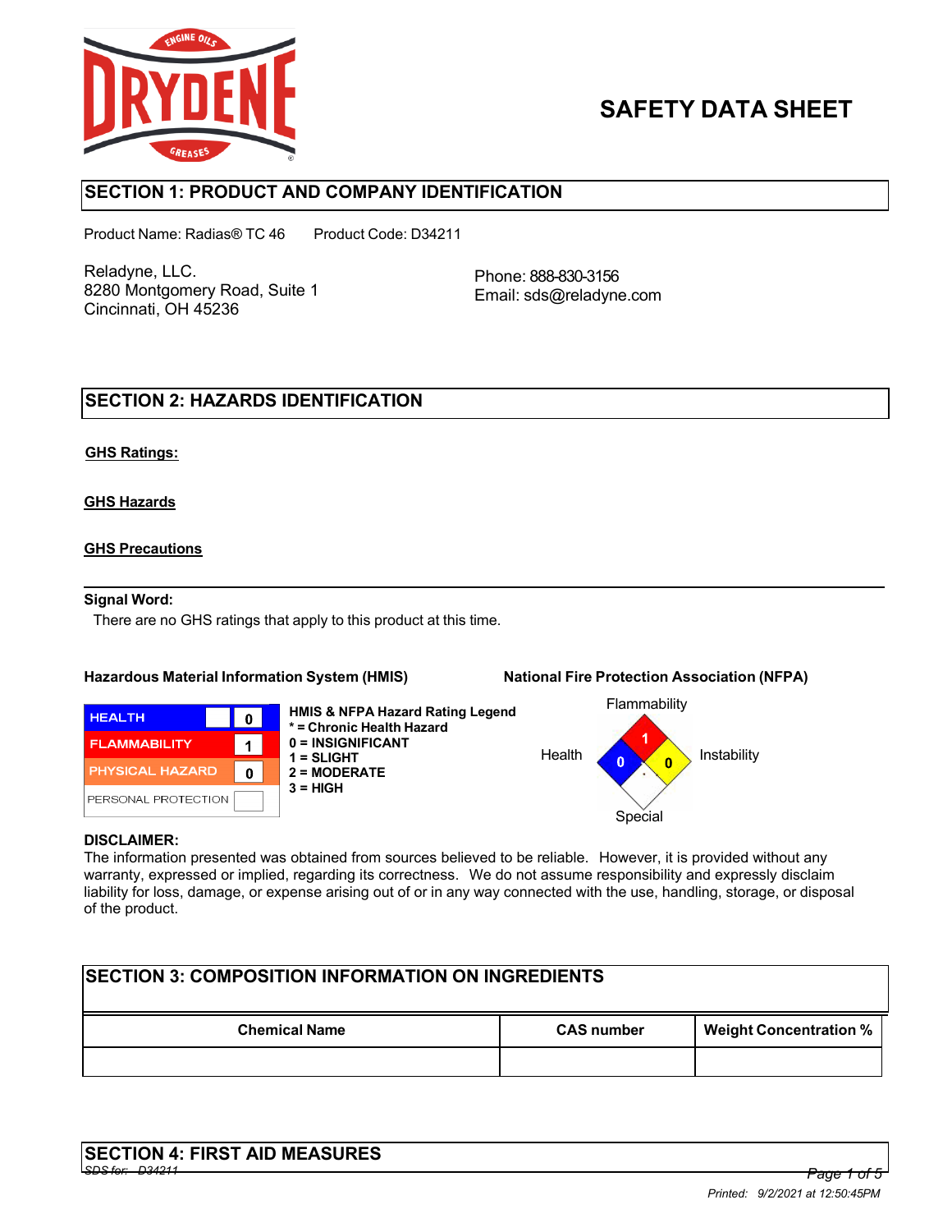# SAFETY DATA SHEET

## SECTION 1: PRODUCT AND COMPANY IDENTIFICATION

Product Name: Radias® TC 46    Product Code: D34211

Reladyne, LLC.
8280 Montgomery Road, Suite 1
Cincinnati, OH 45236

Phone: 888-830-3156
Email: sds@reladyne.com

## SECTION 2: HAZARDS IDENTIFICATION

**GHS Ratings:**

**GHS Hazards**

**GHS Precautions**

**Signal Word:**

There are no GHS ratings that apply to this product at this time.

**Hazardous Material Information System (HMIS)**

| | |
|---|---|
| HEALTH | 0 |
| FLAMMABILITY | 1 |
| PHYSICAL HAZARD | 0 |
| PERSONAL PROTECTION | |

**HMIS & NFPA Hazard Rating Legend**
**\* = Chronic Health Hazard**
**0 = INSIGNIFICANT**
**1 = SLIGHT**
**2 = MODERATE**
**3 = HIGH**

**National Fire Protection Association (NFPA)**

Flammability: 1
Health: 0
Instability: 0
Special:

**DISCLAIMER:**
The information presented was obtained from sources believed to be reliable. However, it is provided without any warranty, expressed or implied, regarding its correctness. We do not assume responsibility and expressly disclaim liability for loss, damage, or expense arising out of or in any way connected with the use, handling, storage, or disposal of the product.

## SECTION 3: COMPOSITION INFORMATION ON INGREDIENTS

| Chemical Name | CAS number | Weight Concentration % |
|---|---|---|
| | | |

## SECTION 4: FIRST AID MEASURES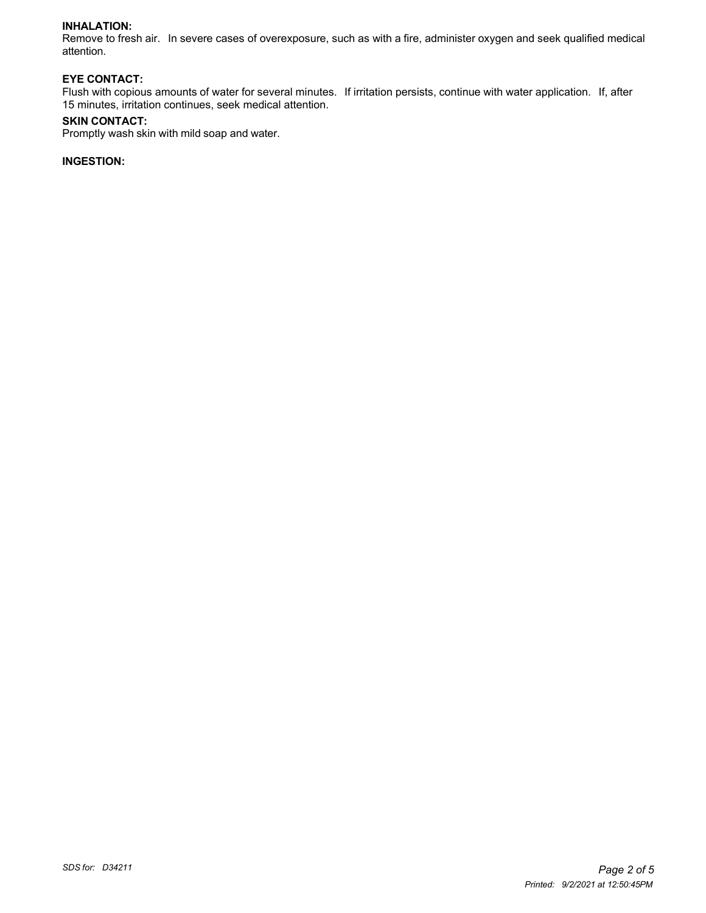**INHALATION:**
Remove to fresh air. In severe cases of overexposure, such as with a fire, administer oxygen and seek qualified medical attention.

**EYE CONTACT:**
Flush with copious amounts of water for several minutes. If irritation persists, continue with water application. If, after 15 minutes, irritation continues, seek medical attention.

**SKIN CONTACT:**
Promptly wash skin with mild soap and water.

**INGESTION:**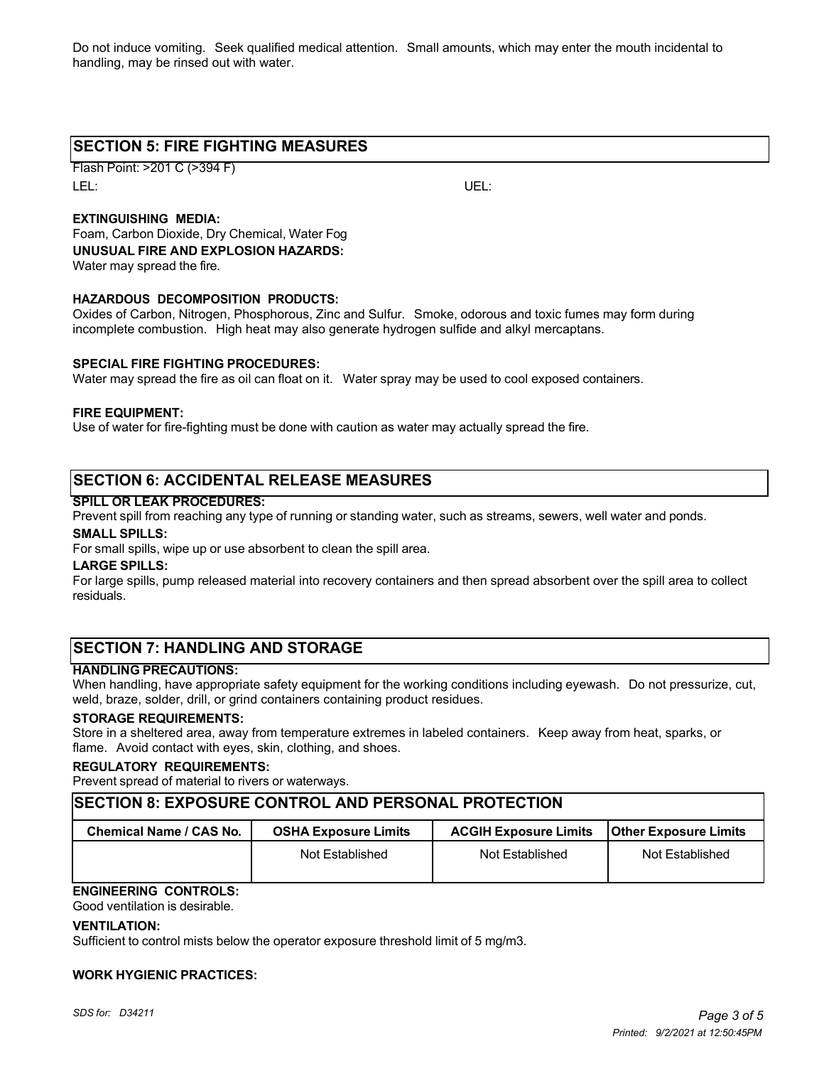Do not induce vomiting. Seek qualified medical attention. Small amounts, which may enter the mouth incidental to handling, may be rinsed out with water.

## SECTION 5: FIRE FIGHTING MEASURES

Flash Point: >201 C (>394 F)

LEL: UEL:

**EXTINGUISHING MEDIA:**

Foam, Carbon Dioxide, Dry Chemical, Water Fog

**UNUSUAL FIRE AND EXPLOSION HAZARDS:**

Water may spread the fire.

**HAZARDOUS DECOMPOSITION PRODUCTS:**

Oxides of Carbon, Nitrogen, Phosphorous, Zinc and Sulfur. Smoke, odorous and toxic fumes may form during incomplete combustion. High heat may also generate hydrogen sulfide and alkyl mercaptans.

**SPECIAL FIRE FIGHTING PROCEDURES:**

Water may spread the fire as oil can float on it. Water spray may be used to cool exposed containers.

**FIRE EQUIPMENT:**

Use of water for fire-fighting must be done with caution as water may actually spread the fire.

## SECTION 6: ACCIDENTAL RELEASE MEASURES

**SPILL OR LEAK PROCEDURES:**

Prevent spill from reaching any type of running or standing water, such as streams, sewers, well water and ponds.

**SMALL SPILLS:**

For small spills, wipe up or use absorbent to clean the spill area.

**LARGE SPILLS:**

For large spills, pump released material into recovery containers and then spread absorbent over the spill area to collect residuals.

## SECTION 7: HANDLING AND STORAGE

**HANDLING PRECAUTIONS:**

When handling, have appropriate safety equipment for the working conditions including eyewash. Do not pressurize, cut, weld, braze, solder, drill, or grind containers containing product residues.

**STORAGE REQUIREMENTS:**

Store in a sheltered area, away from temperature extremes in labeled containers. Keep away from heat, sparks, or flame. Avoid contact with eyes, skin, clothing, and shoes.

**REGULATORY REQUIREMENTS:**

Prevent spread of material to rivers or waterways.

## SECTION 8: EXPOSURE CONTROL AND PERSONAL PROTECTION

| Chemical Name / CAS No. | OSHA Exposure Limits | ACGIH Exposure Limits | Other Exposure Limits |
|---|---|---|---|
| | Not Established | Not Established | Not Established |

**ENGINEERING CONTROLS:**

Good ventilation is desirable.

**VENTILATION:**

Sufficient to control mists below the operator exposure threshold limit of 5 mg/m3.

**WORK HYGIENIC PRACTICES:**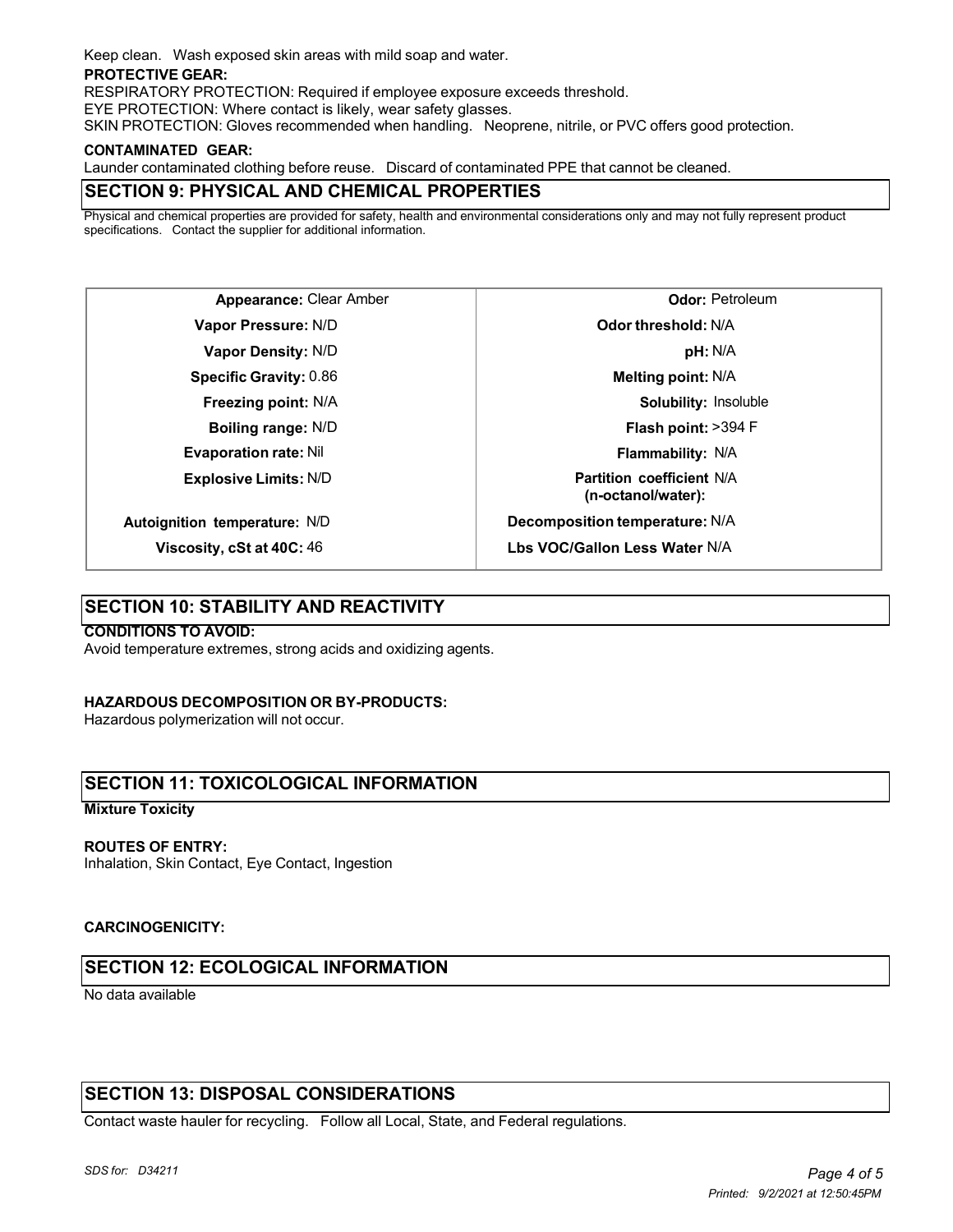Keep clean. Wash exposed skin areas with mild soap and water.

**PROTECTIVE GEAR:**

RESPIRATORY PROTECTION: Required if employee exposure exceeds threshold.

EYE PROTECTION: Where contact is likely, wear safety glasses.

SKIN PROTECTION: Gloves recommended when handling. Neoprene, nitrile, or PVC offers good protection.

**CONTAMINATED GEAR:**

Launder contaminated clothing before reuse. Discard of contaminated PPE that cannot be cleaned.

## SECTION 9: PHYSICAL AND CHEMICAL PROPERTIES

Physical and chemical properties are provided for safety, health and environmental considerations only and may not fully represent product specifications. Contact the supplier for additional information.

| Property | Value | Property | Value |
|---|---|---|---|
| **Appearance:** | Clear Amber | **Odor:** | Petroleum |
| **Vapor Pressure:** | N/D | **Odor threshold:** | N/A |
| **Vapor Density:** | N/D | **pH:** | N/A |
| **Specific Gravity:** | 0.86 | **Melting point:** | N/A |
| **Freezing point:** | N/A | **Solubility:** | Insoluble |
| **Boiling range:** | N/D | **Flash point:** | >394 F |
| **Evaporation rate:** | Nil | **Flammability:** | N/A |
| **Explosive Limits:** | N/D | **Partition coefficient (n-octanol/water):** | N/A |
| **Autoignition temperature:** | N/D | **Decomposition temperature:** | N/A |
| **Viscosity, cSt at 40C:** | 46 | **Lbs VOC/Gallon Less Water** | N/A |

## SECTION 10: STABILITY AND REACTIVITY

**CONDITIONS TO AVOID:**

Avoid temperature extremes, strong acids and oxidizing agents.

**HAZARDOUS DECOMPOSITION OR BY-PRODUCTS:**

Hazardous polymerization will not occur.

## SECTION 11: TOXICOLOGICAL INFORMATION

**Mixture Toxicity**

**ROUTES OF ENTRY:**

Inhalation, Skin Contact, Eye Contact, Ingestion

**CARCINOGENICITY:**

## SECTION 12: ECOLOGICAL INFORMATION

No data available

## SECTION 13: DISPOSAL CONSIDERATIONS

Contact waste hauler for recycling. Follow all Local, State, and Federal regulations.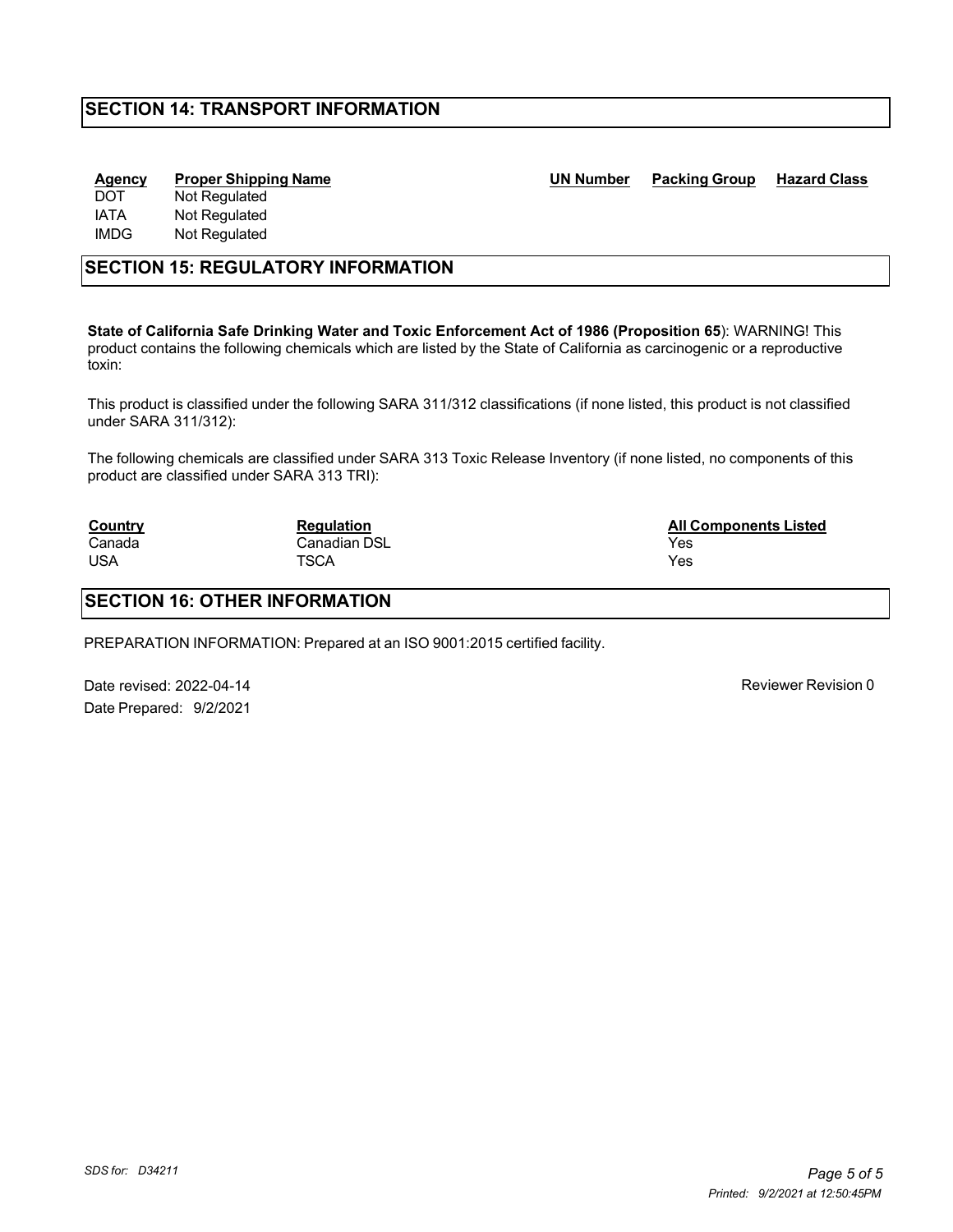## SECTION 14: TRANSPORT INFORMATION

| Agency | Proper Shipping Name | UN Number | Packing Group | Hazard Class |
| --- | --- | --- | --- | --- |
| DOT | Not Regulated | | | |
| IATA | Not Regulated | | | |
| IMDG | Not Regulated | | | |

## SECTION 15: REGULATORY INFORMATION

**State of California Safe Drinking Water and Toxic Enforcement Act of 1986 (Proposition 65**): WARNING! This product contains the following chemicals which are listed by the State of California as carcinogenic or a reproductive toxin:

This product is classified under the following SARA 311/312 classifications (if none listed, this product is not classified under SARA 311/312):

The following chemicals are classified under SARA 313 Toxic Release Inventory (if none listed, no components of this product are classified under SARA 313 TRI):

| Country | Regulation | All Components Listed |
| --- | --- | --- |
| Canada | Canadian DSL | Yes |
| USA | TSCA | Yes |

## SECTION 16: OTHER INFORMATION

PREPARATION INFORMATION: Prepared at an ISO 9001:2015 certified facility.

Date revised: 2022-04-14

Reviewer Revision 0

Date Prepared: 9/2/2021